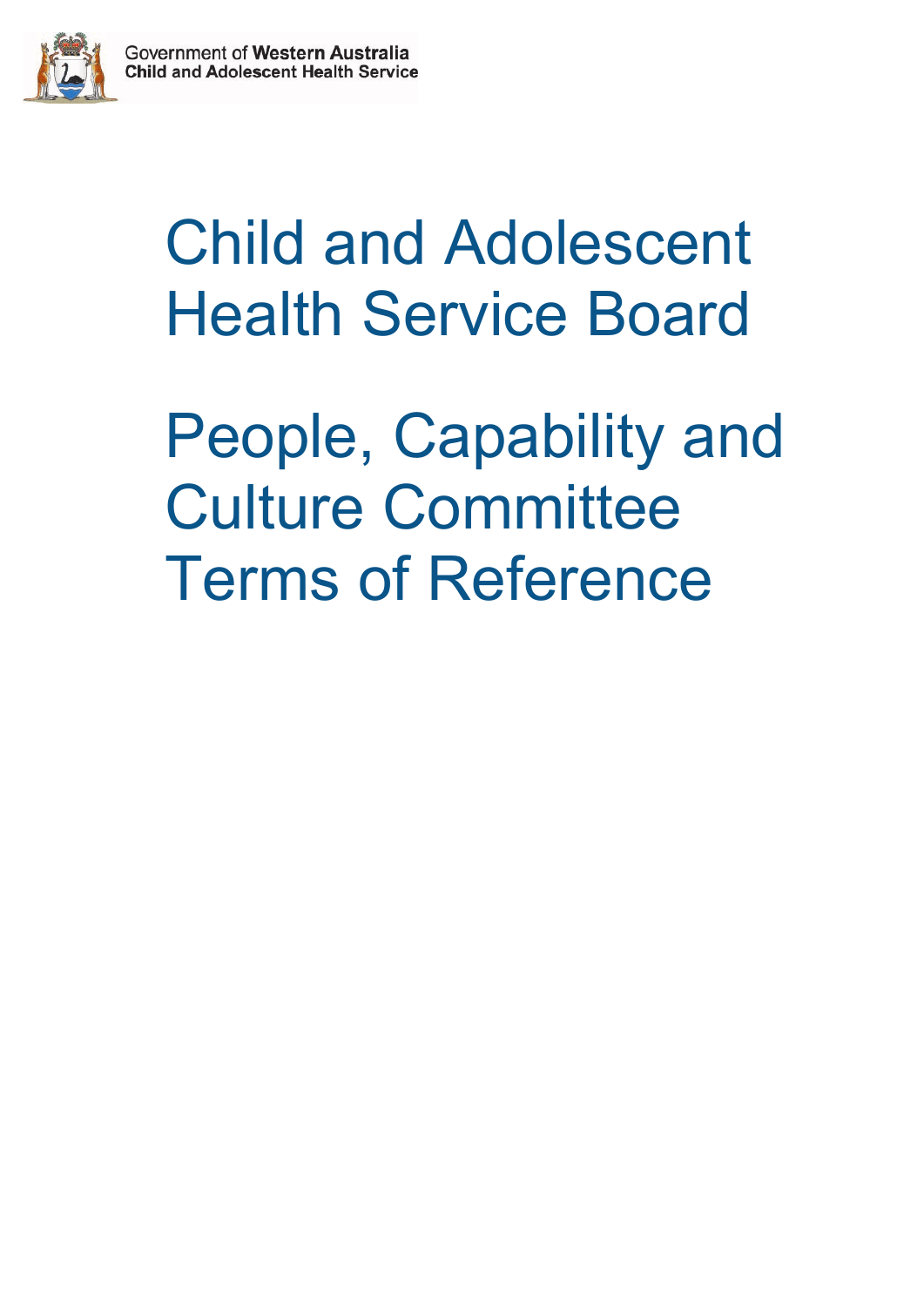Government of **Western Australia**
**Child and Adolescent Health Service**

# Child and Adolescent Health Service Board

# People, Capability and Culture Committee Terms of Reference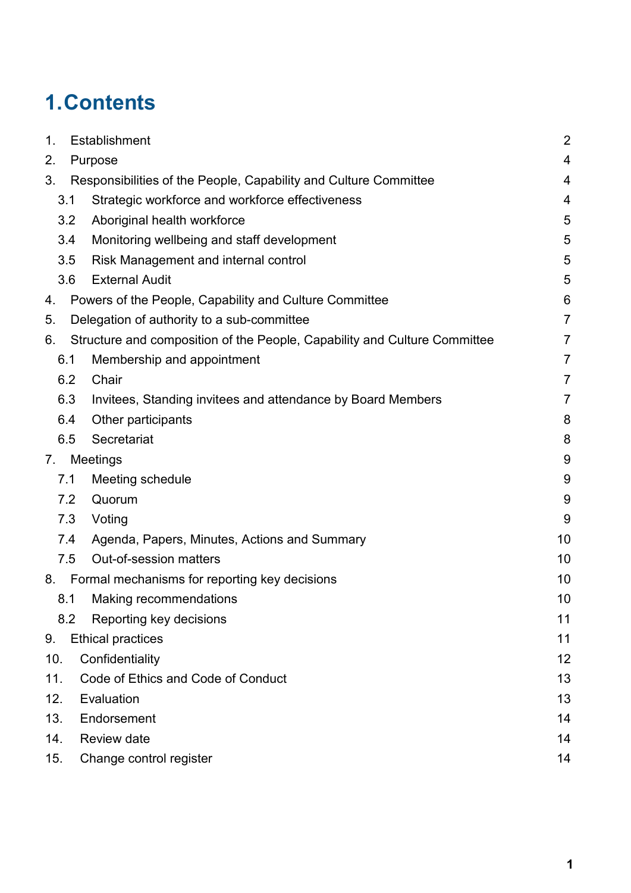# 1. Contents

| | | |
|---|---|---|
| 1. | Establishment | 2 |
| 2. | Purpose | 4 |
| 3. | Responsibilities of the People, Capability and Culture Committee | 4 |
| 3.1 | Strategic workforce and workforce effectiveness | 4 |
| 3.2 | Aboriginal health workforce | 5 |
| 3.4 | Monitoring wellbeing and staff development | 5 |
| 3.5 | Risk Management and internal control | 5 |
| 3.6 | External Audit | 5 |
| 4. | Powers of the People, Capability and Culture Committee | 6 |
| 5. | Delegation of authority to a sub-committee | 7 |
| 6. | Structure and composition of the People, Capability and Culture Committee | 7 |
| 6.1 | Membership and appointment | 7 |
| 6.2 | Chair | 7 |
| 6.3 | Invitees, Standing invitees and attendance by Board Members | 7 |
| 6.4 | Other participants | 8 |
| 6.5 | Secretariat | 8 |
| 7. | Meetings | 9 |
| 7.1 | Meeting schedule | 9 |
| 7.2 | Quorum | 9 |
| 7.3 | Voting | 9 |
| 7.4 | Agenda, Papers, Minutes, Actions and Summary | 10 |
| 7.5 | Out-of-session matters | 10 |
| 8. | Formal mechanisms for reporting key decisions | 10 |
| 8.1 | Making recommendations | 10 |
| 8.2 | Reporting key decisions | 11 |
| 9. | Ethical practices | 11 |
| 10. | Confidentiality | 12 |
| 11. | Code of Ethics and Code of Conduct | 13 |
| 12. | Evaluation | 13 |
| 13. | Endorsement | 14 |
| 14. | Review date | 14 |
| 15. | Change control register | 14 |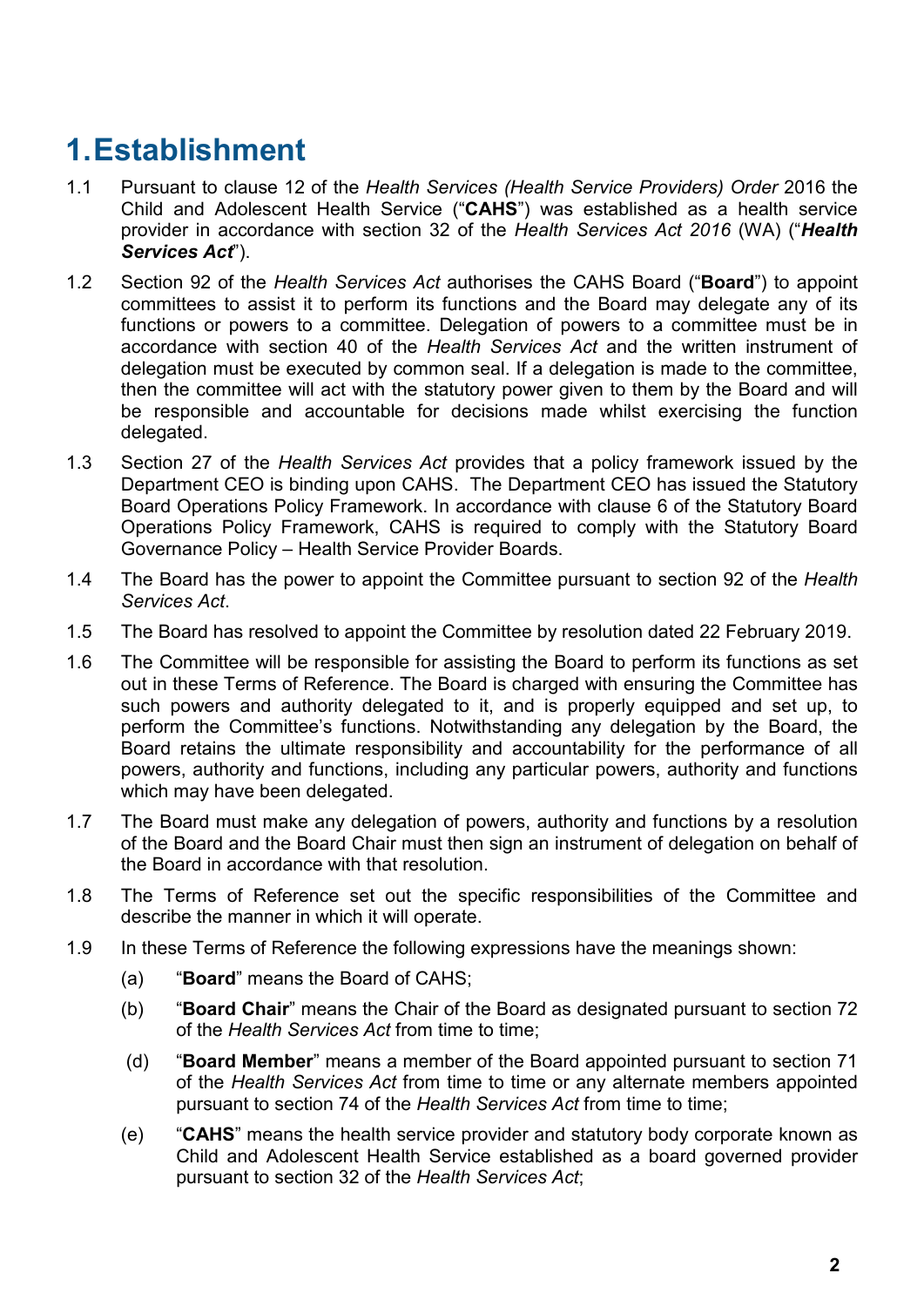# 1. Establishment

1.1 Pursuant to clause 12 of the *Health Services (Health Service Providers) Order* 2016 the Child and Adolescent Health Service ("**CAHS**") was established as a health service provider in accordance with section 32 of the *Health Services Act 2016* (WA) ("***Health Services Act***").

1.2 Section 92 of the *Health Services Act* authorises the CAHS Board ("**Board**") to appoint committees to assist it to perform its functions and the Board may delegate any of its functions or powers to a committee. Delegation of powers to a committee must be in accordance with section 40 of the *Health Services Act* and the written instrument of delegation must be executed by common seal. If a delegation is made to the committee, then the committee will act with the statutory power given to them by the Board and will be responsible and accountable for decisions made whilst exercising the function delegated.

1.3 Section 27 of the *Health Services Act* provides that a policy framework issued by the Department CEO is binding upon CAHS. The Department CEO has issued the Statutory Board Operations Policy Framework. In accordance with clause 6 of the Statutory Board Operations Policy Framework, CAHS is required to comply with the Statutory Board Governance Policy – Health Service Provider Boards.

1.4 The Board has the power to appoint the Committee pursuant to section 92 of the *Health Services Act*.

1.5 The Board has resolved to appoint the Committee by resolution dated 22 February 2019.

1.6 The Committee will be responsible for assisting the Board to perform its functions as set out in these Terms of Reference. The Board is charged with ensuring the Committee has such powers and authority delegated to it, and is properly equipped and set up, to perform the Committee's functions. Notwithstanding any delegation by the Board, the Board retains the ultimate responsibility and accountability for the performance of all powers, authority and functions, including any particular powers, authority and functions which may have been delegated.

1.7 The Board must make any delegation of powers, authority and functions by a resolution of the Board and the Board Chair must then sign an instrument of delegation on behalf of the Board in accordance with that resolution.

1.8 The Terms of Reference set out the specific responsibilities of the Committee and describe the manner in which it will operate.

1.9 In these Terms of Reference the following expressions have the meanings shown:

(a) "**Board**" means the Board of CAHS;

(b) "**Board Chair**" means the Chair of the Board as designated pursuant to section 72 of the *Health Services Act* from time to time;

(d) "**Board Member**" means a member of the Board appointed pursuant to section 71 of the *Health Services Act* from time to time or any alternate members appointed pursuant to section 74 of the *Health Services Act* from time to time;

(e) "**CAHS**" means the health service provider and statutory body corporate known as Child and Adolescent Health Service established as a board governed provider pursuant to section 32 of the *Health Services Act*;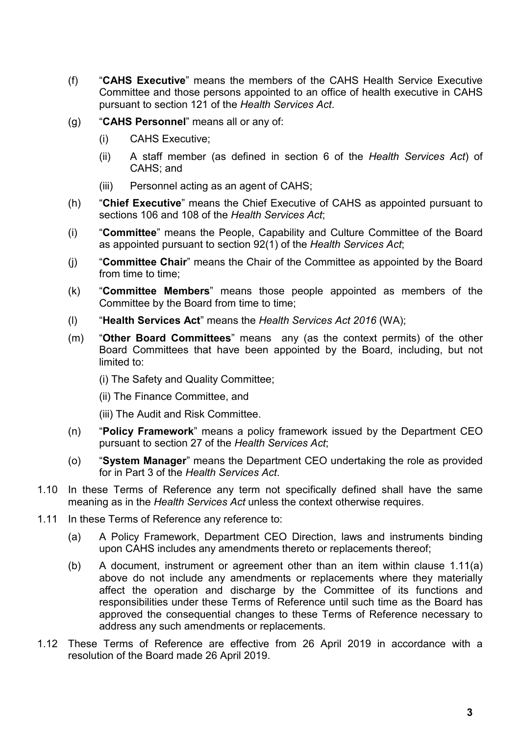(f) "**CAHS Executive**" means the members of the CAHS Health Service Executive Committee and those persons appointed to an office of health executive in CAHS pursuant to section 121 of the *Health Services Act*.

(g) "**CAHS Personnel**" means all or any of:

  (i) CAHS Executive;

  (ii) A staff member (as defined in section 6 of the *Health Services Act*) of CAHS; and

  (iii) Personnel acting as an agent of CAHS;

(h) "**Chief Executive**" means the Chief Executive of CAHS as appointed pursuant to sections 106 and 108 of the *Health Services Act*;

(i) "**Committee**" means the People, Capability and Culture Committee of the Board as appointed pursuant to section 92(1) of the *Health Services Act*;

(j) "**Committee Chair**" means the Chair of the Committee as appointed by the Board from time to time;

(k) "**Committee Members**" means those people appointed as members of the Committee by the Board from time to time;

(l) "**Health Services Act**" means the *Health Services Act 2016* (WA);

(m) "**Other Board Committees**" means any (as the context permits) of the other Board Committees that have been appointed by the Board, including, but not limited to:

  (i) The Safety and Quality Committee;

  (ii) The Finance Committee, and

  (iii) The Audit and Risk Committee.

(n) "**Policy Framework**" means a policy framework issued by the Department CEO pursuant to section 27 of the *Health Services Act*;

(o) "**System Manager**" means the Department CEO undertaking the role as provided for in Part 3 of the *Health Services Act*.

1.10 In these Terms of Reference any term not specifically defined shall have the same meaning as in the *Health Services Act* unless the context otherwise requires.

1.11 In these Terms of Reference any reference to:

  (a) A Policy Framework, Department CEO Direction, laws and instruments binding upon CAHS includes any amendments thereto or replacements thereof;

  (b) A document, instrument or agreement other than an item within clause 1.11(a) above do not include any amendments or replacements where they materially affect the operation and discharge by the Committee of its functions and responsibilities under these Terms of Reference until such time as the Board has approved the consequential changes to these Terms of Reference necessary to address any such amendments or replacements.

1.12 These Terms of Reference are effective from 26 April 2019 in accordance with a resolution of the Board made 26 April 2019.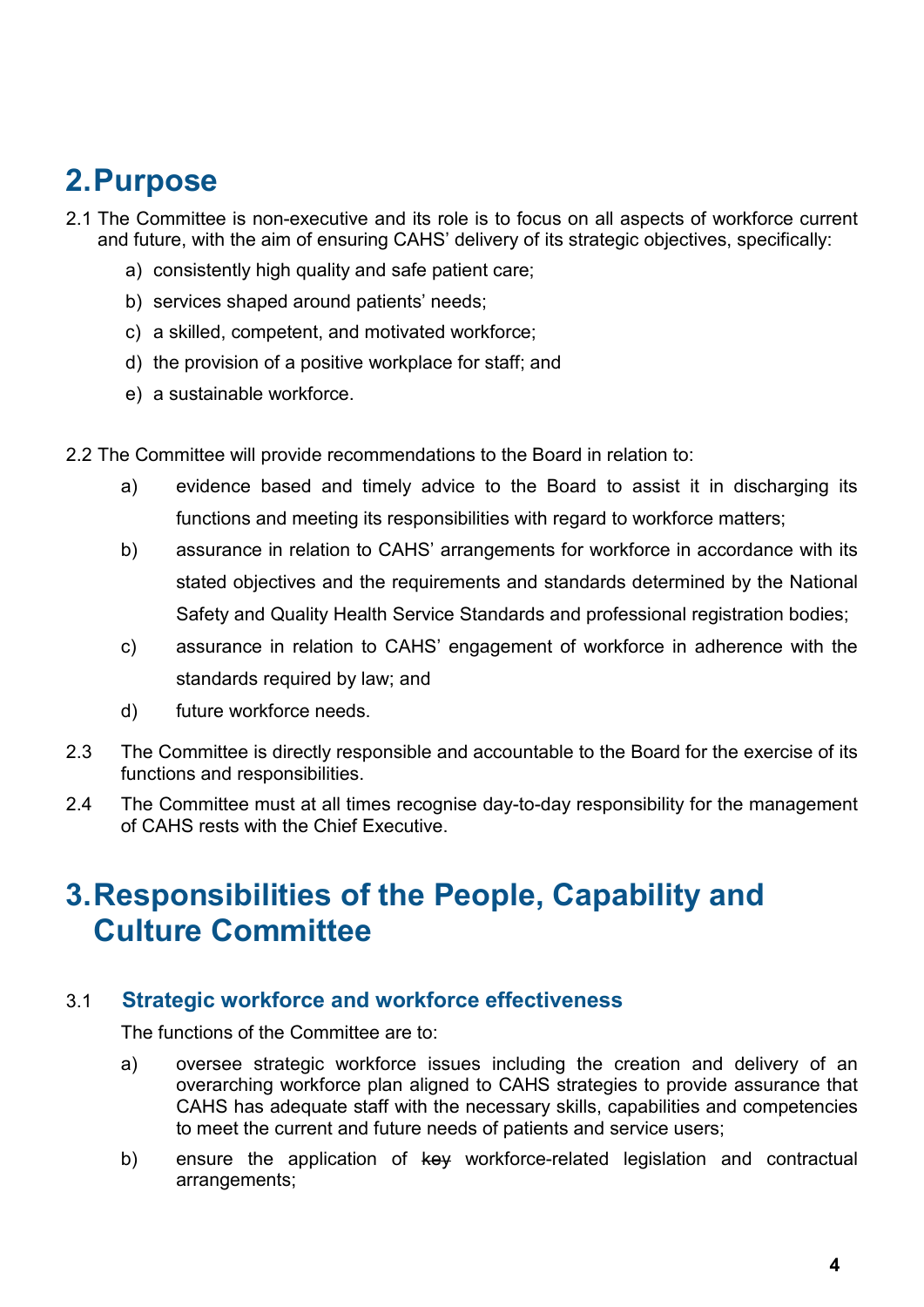# 2. Purpose

2.1 The Committee is non-executive and its role is to focus on all aspects of workforce current and future, with the aim of ensuring CAHS' delivery of its strategic objectives, specifically:

a) consistently high quality and safe patient care;

b) services shaped around patients' needs;

c) a skilled, competent, and motivated workforce;

d) the provision of a positive workplace for staff; and

e) a sustainable workforce.

2.2 The Committee will provide recommendations to the Board in relation to:

a) evidence based and timely advice to the Board to assist it in discharging its functions and meeting its responsibilities with regard to workforce matters;

b) assurance in relation to CAHS' arrangements for workforce in accordance with its stated objectives and the requirements and standards determined by the National Safety and Quality Health Service Standards and professional registration bodies;

c) assurance in relation to CAHS' engagement of workforce in adherence with the standards required by law; and

d) future workforce needs.

2.3 The Committee is directly responsible and accountable to the Board for the exercise of its functions and responsibilities.

2.4 The Committee must at all times recognise day-to-day responsibility for the management of CAHS rests with the Chief Executive.

# 3. Responsibilities of the People, Capability and Culture Committee

## 3.1 Strategic workforce and workforce effectiveness

The functions of the Committee are to:

a) oversee strategic workforce issues including the creation and delivery of an overarching workforce plan aligned to CAHS strategies to provide assurance that CAHS has adequate staff with the necessary skills, capabilities and competencies to meet the current and future needs of patients and service users;

b) ensure the application of ~~key~~ workforce-related legislation and contractual arrangements;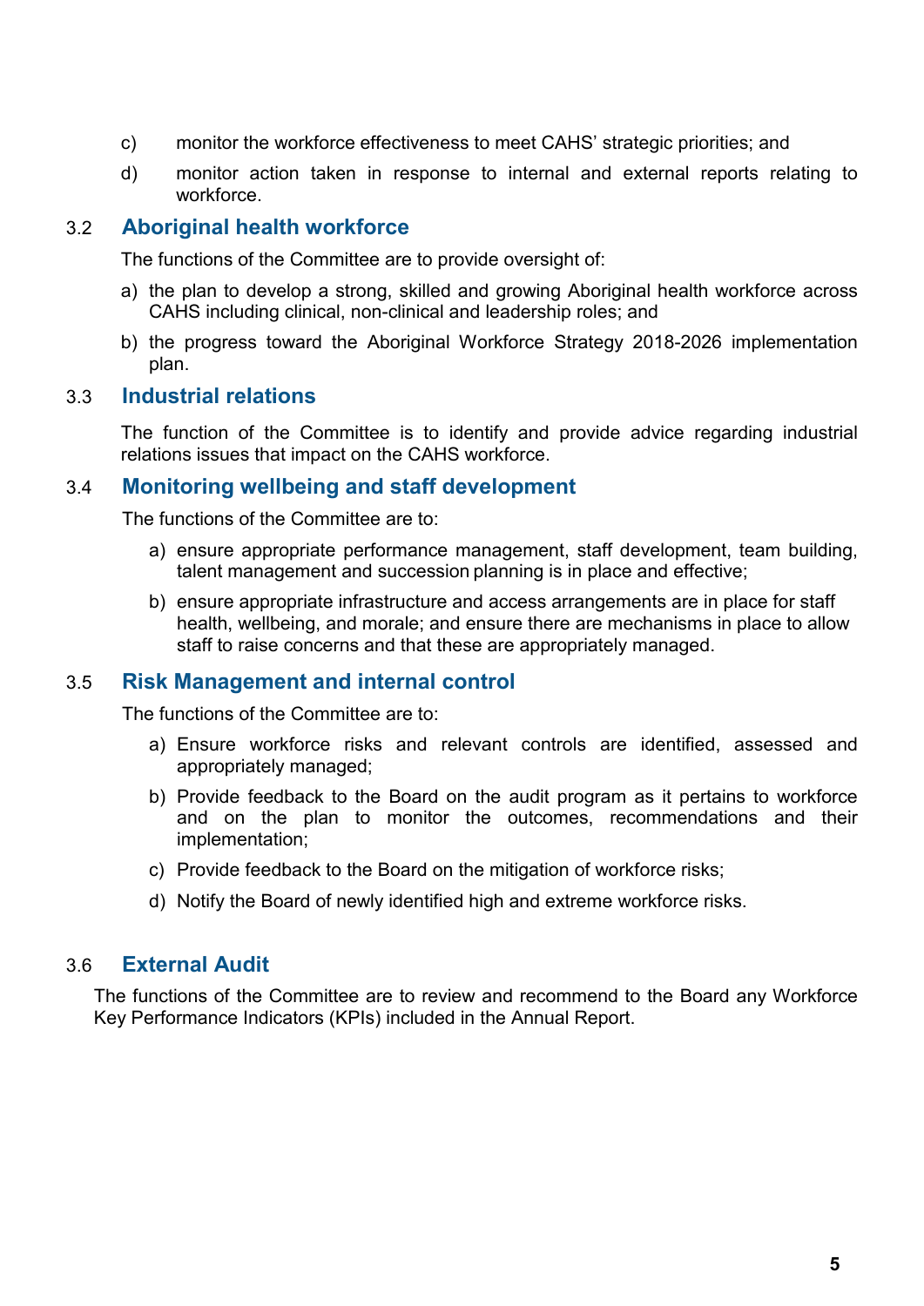c) monitor the workforce effectiveness to meet CAHS' strategic priorities; and

d) monitor action taken in response to internal and external reports relating to workforce.

### 3.2 Aboriginal health workforce

The functions of the Committee are to provide oversight of:

a) the plan to develop a strong, skilled and growing Aboriginal health workforce across CAHS including clinical, non-clinical and leadership roles; and

b) the progress toward the Aboriginal Workforce Strategy 2018-2026 implementation plan.

### 3.3 Industrial relations

The function of the Committee is to identify and provide advice regarding industrial relations issues that impact on the CAHS workforce.

### 3.4 Monitoring wellbeing and staff development

The functions of the Committee are to:

a) ensure appropriate performance management, staff development, team building, talent management and succession planning is in place and effective;

b) ensure appropriate infrastructure and access arrangements are in place for staff health, wellbeing, and morale; and ensure there are mechanisms in place to allow staff to raise concerns and that these are appropriately managed.

### 3.5 Risk Management and internal control

The functions of the Committee are to:

a) Ensure workforce risks and relevant controls are identified, assessed and appropriately managed;

b) Provide feedback to the Board on the audit program as it pertains to workforce and on the plan to monitor the outcomes, recommendations and their implementation;

c) Provide feedback to the Board on the mitigation of workforce risks;

d) Notify the Board of newly identified high and extreme workforce risks.

### 3.6 External Audit

The functions of the Committee are to review and recommend to the Board any Workforce Key Performance Indicators (KPIs) included in the Annual Report.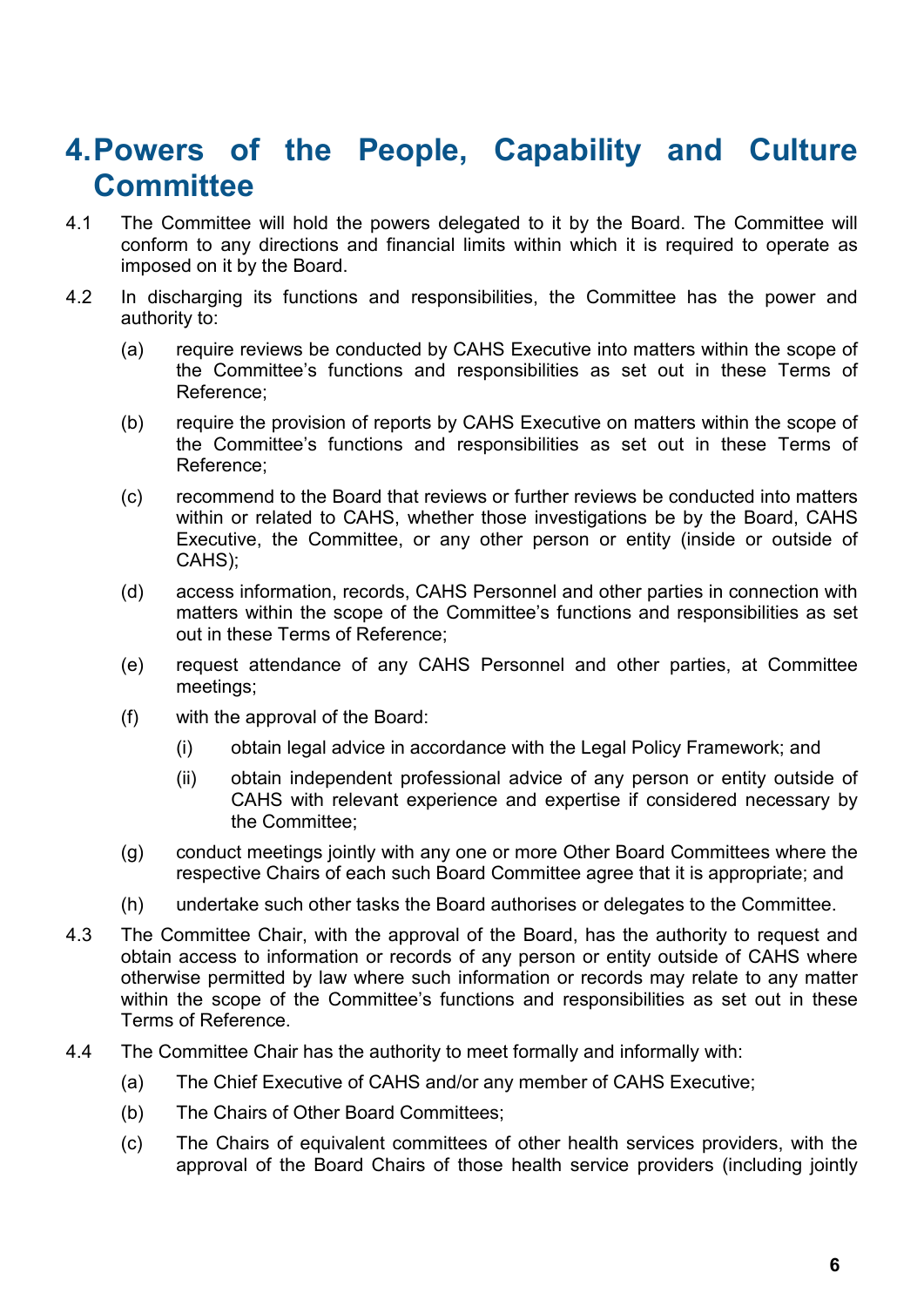# 4. Powers of the People, Capability and Culture Committee

4.1 The Committee will hold the powers delegated to it by the Board. The Committee will conform to any directions and financial limits within which it is required to operate as imposed on it by the Board.

4.2 In discharging its functions and responsibilities, the Committee has the power and authority to:

(a) require reviews be conducted by CAHS Executive into matters within the scope of the Committee's functions and responsibilities as set out in these Terms of Reference;

(b) require the provision of reports by CAHS Executive on matters within the scope of the Committee's functions and responsibilities as set out in these Terms of Reference;

(c) recommend to the Board that reviews or further reviews be conducted into matters within or related to CAHS, whether those investigations be by the Board, CAHS Executive, the Committee, or any other person or entity (inside or outside of CAHS);

(d) access information, records, CAHS Personnel and other parties in connection with matters within the scope of the Committee's functions and responsibilities as set out in these Terms of Reference;

(e) request attendance of any CAHS Personnel and other parties, at Committee meetings;

(f) with the approval of the Board:

(i) obtain legal advice in accordance with the Legal Policy Framework; and

(ii) obtain independent professional advice of any person or entity outside of CAHS with relevant experience and expertise if considered necessary by the Committee;

(g) conduct meetings jointly with any one or more Other Board Committees where the respective Chairs of each such Board Committee agree that it is appropriate; and

(h) undertake such other tasks the Board authorises or delegates to the Committee.

4.3 The Committee Chair, with the approval of the Board, has the authority to request and obtain access to information or records of any person or entity outside of CAHS where otherwise permitted by law where such information or records may relate to any matter within the scope of the Committee's functions and responsibilities as set out in these Terms of Reference.

4.4 The Committee Chair has the authority to meet formally and informally with:

(a) The Chief Executive of CAHS and/or any member of CAHS Executive;

(b) The Chairs of Other Board Committees;

(c) The Chairs of equivalent committees of other health services providers, with the approval of the Board Chairs of those health service providers (including jointly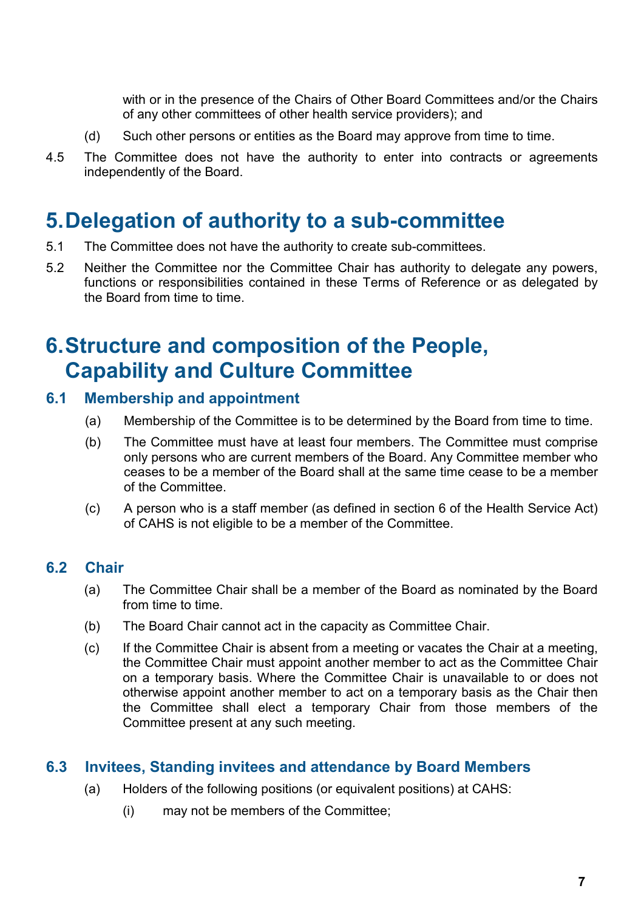with or in the presence of the Chairs of Other Board Committees and/or the Chairs of any other committees of other health service providers); and

(d) Such other persons or entities as the Board may approve from time to time.

4.5 The Committee does not have the authority to enter into contracts or agreements independently of the Board.

# 5. Delegation of authority to a sub-committee

5.1 The Committee does not have the authority to create sub-committees.

5.2 Neither the Committee nor the Committee Chair has authority to delegate any powers, functions or responsibilities contained in these Terms of Reference or as delegated by the Board from time to time.

# 6. Structure and composition of the People, Capability and Culture Committee

## 6.1 Membership and appointment

(a) Membership of the Committee is to be determined by the Board from time to time.

(b) The Committee must have at least four members. The Committee must comprise only persons who are current members of the Board. Any Committee member who ceases to be a member of the Board shall at the same time cease to be a member of the Committee.

(c) A person who is a staff member (as defined in section 6 of the Health Service Act) of CAHS is not eligible to be a member of the Committee.

## 6.2 Chair

(a) The Committee Chair shall be a member of the Board as nominated by the Board from time to time.

(b) The Board Chair cannot act in the capacity as Committee Chair.

(c) If the Committee Chair is absent from a meeting or vacates the Chair at a meeting, the Committee Chair must appoint another member to act as the Committee Chair on a temporary basis. Where the Committee Chair is unavailable to or does not otherwise appoint another member to act on a temporary basis as the Chair then the Committee shall elect a temporary Chair from those members of the Committee present at any such meeting.

## 6.3 Invitees, Standing invitees and attendance by Board Members

(a) Holders of the following positions (or equivalent positions) at CAHS:

(i) may not be members of the Committee;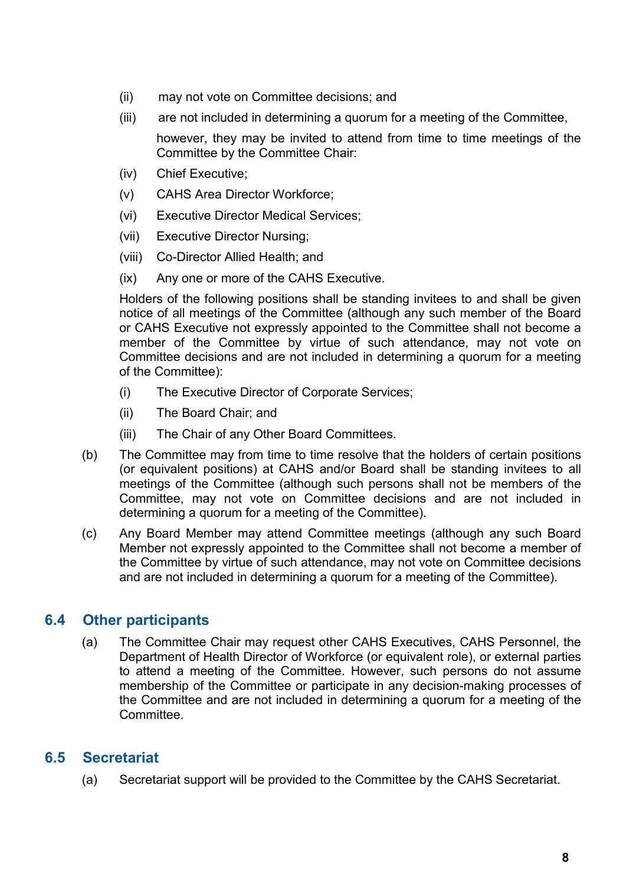(ii) may not vote on Committee decisions; and

(iii) are not included in determining a quorum for a meeting of the Committee,

however, they may be invited to attend from time to time meetings of the Committee by the Committee Chair:

(iv) Chief Executive;

(v) CAHS Area Director Workforce;

(vi) Executive Director Medical Services;

(vii) Executive Director Nursing;

(viii) Co-Director Allied Health; and

(ix) Any one or more of the CAHS Executive.

Holders of the following positions shall be standing invitees to and shall be given notice of all meetings of the Committee (although any such member of the Board or CAHS Executive not expressly appointed to the Committee shall not become a member of the Committee by virtue of such attendance, may not vote on Committee decisions and are not included in determining a quorum for a meeting of the Committee):

(i) The Executive Director of Corporate Services;

(ii) The Board Chair; and

(iii) The Chair of any Other Board Committees.

(b) The Committee may from time to time resolve that the holders of certain positions (or equivalent positions) at CAHS and/or Board shall be standing invitees to all meetings of the Committee (although such persons shall not be members of the Committee, may not vote on Committee decisions and are not included in determining a quorum for a meeting of the Committee).

(c) Any Board Member may attend Committee meetings (although any such Board Member not expressly appointed to the Committee shall not become a member of the Committee by virtue of such attendance, may not vote on Committee decisions and are not included in determining a quorum for a meeting of the Committee).

## 6.4 Other participants

(a) The Committee Chair may request other CAHS Executives, CAHS Personnel, the Department of Health Director of Workforce (or equivalent role), or external parties to attend a meeting of the Committee. However, such persons do not assume membership of the Committee or participate in any decision-making processes of the Committee and are not included in determining a quorum for a meeting of the Committee.

## 6.5 Secretariat

(a) Secretariat support will be provided to the Committee by the CAHS Secretariat.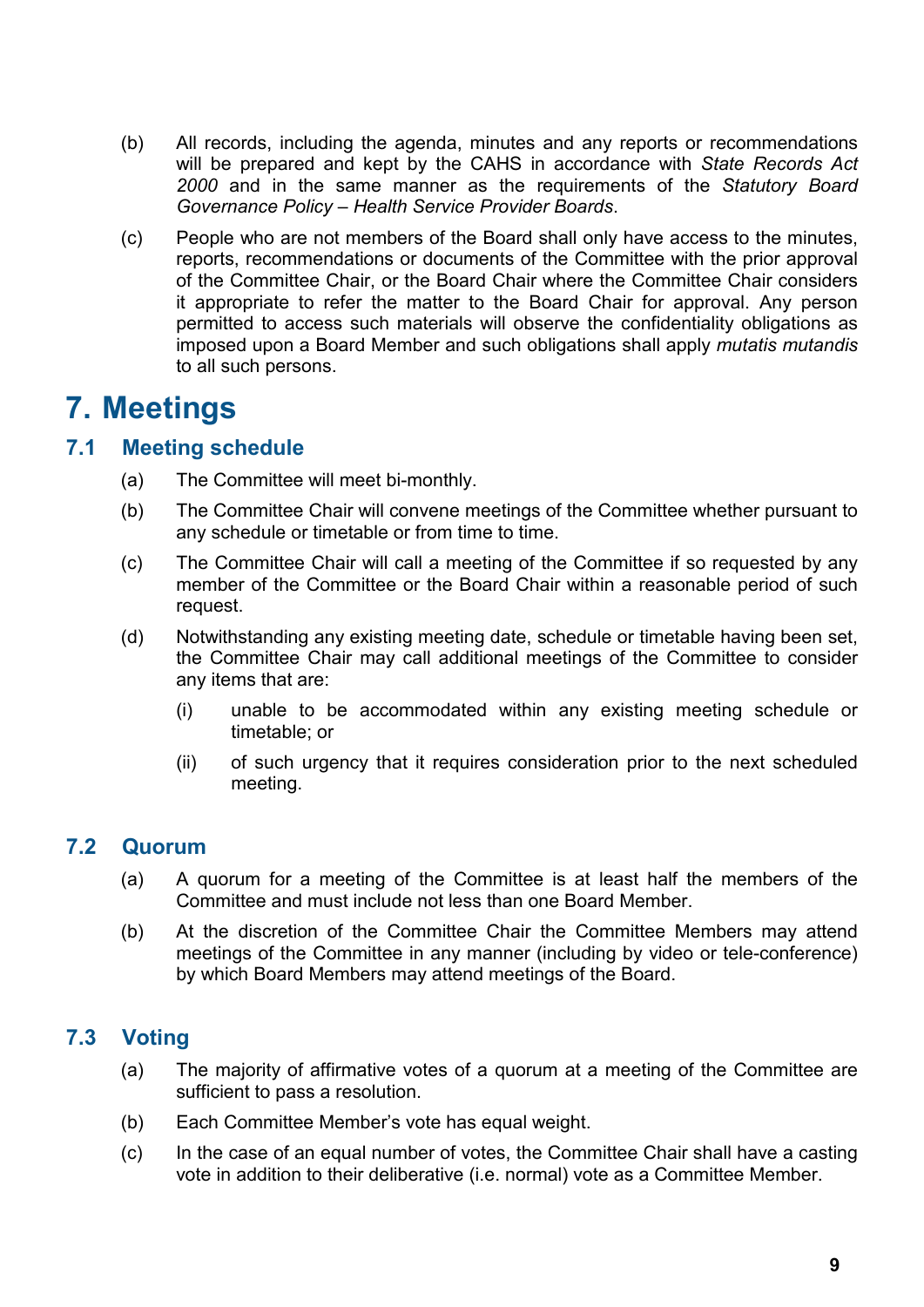(b) All records, including the agenda, minutes and any reports or recommendations will be prepared and kept by the CAHS in accordance with *State Records Act 2000* and in the same manner as the requirements of the *Statutory Board Governance Policy – Health Service Provider Boards*.

(c) People who are not members of the Board shall only have access to the minutes, reports, recommendations or documents of the Committee with the prior approval of the Committee Chair, or the Board Chair where the Committee Chair considers it appropriate to refer the matter to the Board Chair for approval. Any person permitted to access such materials will observe the confidentiality obligations as imposed upon a Board Member and such obligations shall apply *mutatis mutandis* to all such persons.

# 7. Meetings

## 7.1 Meeting schedule

(a) The Committee will meet bi-monthly.

(b) The Committee Chair will convene meetings of the Committee whether pursuant to any schedule or timetable or from time to time.

(c) The Committee Chair will call a meeting of the Committee if so requested by any member of the Committee or the Board Chair within a reasonable period of such request.

(d) Notwithstanding any existing meeting date, schedule or timetable having been set, the Committee Chair may call additional meetings of the Committee to consider any items that are:

- (i) unable to be accommodated within any existing meeting schedule or timetable; or
- (ii) of such urgency that it requires consideration prior to the next scheduled meeting.

## 7.2 Quorum

(a) A quorum for a meeting of the Committee is at least half the members of the Committee and must include not less than one Board Member.

(b) At the discretion of the Committee Chair the Committee Members may attend meetings of the Committee in any manner (including by video or tele-conference) by which Board Members may attend meetings of the Board.

## 7.3 Voting

(a) The majority of affirmative votes of a quorum at a meeting of the Committee are sufficient to pass a resolution.

(b) Each Committee Member's vote has equal weight.

(c) In the case of an equal number of votes, the Committee Chair shall have a casting vote in addition to their deliberative (i.e. normal) vote as a Committee Member.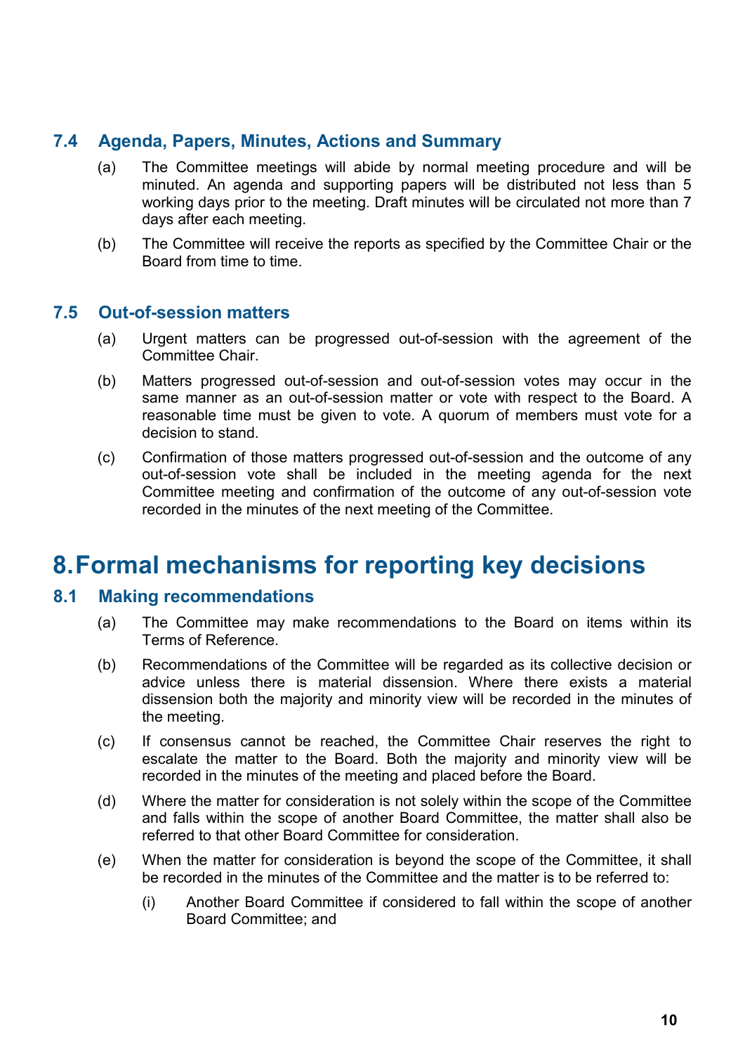### 7.4 Agenda, Papers, Minutes, Actions and Summary

(a) The Committee meetings will abide by normal meeting procedure and will be minuted. An agenda and supporting papers will be distributed not less than 5 working days prior to the meeting. Draft minutes will be circulated not more than 7 days after each meeting.

(b) The Committee will receive the reports as specified by the Committee Chair or the Board from time to time.

### 7.5 Out-of-session matters

(a) Urgent matters can be progressed out-of-session with the agreement of the Committee Chair.

(b) Matters progressed out-of-session and out-of-session votes may occur in the same manner as an out-of-session matter or vote with respect to the Board. A reasonable time must be given to vote. A quorum of members must vote for a decision to stand.

(c) Confirmation of those matters progressed out-of-session and the outcome of any out-of-session vote shall be included in the meeting agenda for the next Committee meeting and confirmation of the outcome of any out-of-session vote recorded in the minutes of the next meeting of the Committee.

## 8. Formal mechanisms for reporting key decisions

### 8.1 Making recommendations

(a) The Committee may make recommendations to the Board on items within its Terms of Reference.

(b) Recommendations of the Committee will be regarded as its collective decision or advice unless there is material dissension. Where there exists a material dissension both the majority and minority view will be recorded in the minutes of the meeting.

(c) If consensus cannot be reached, the Committee Chair reserves the right to escalate the matter to the Board. Both the majority and minority view will be recorded in the minutes of the meeting and placed before the Board.

(d) Where the matter for consideration is not solely within the scope of the Committee and falls within the scope of another Board Committee, the matter shall also be referred to that other Board Committee for consideration.

(e) When the matter for consideration is beyond the scope of the Committee, it shall be recorded in the minutes of the Committee and the matter is to be referred to:

(i) Another Board Committee if considered to fall within the scope of another Board Committee; and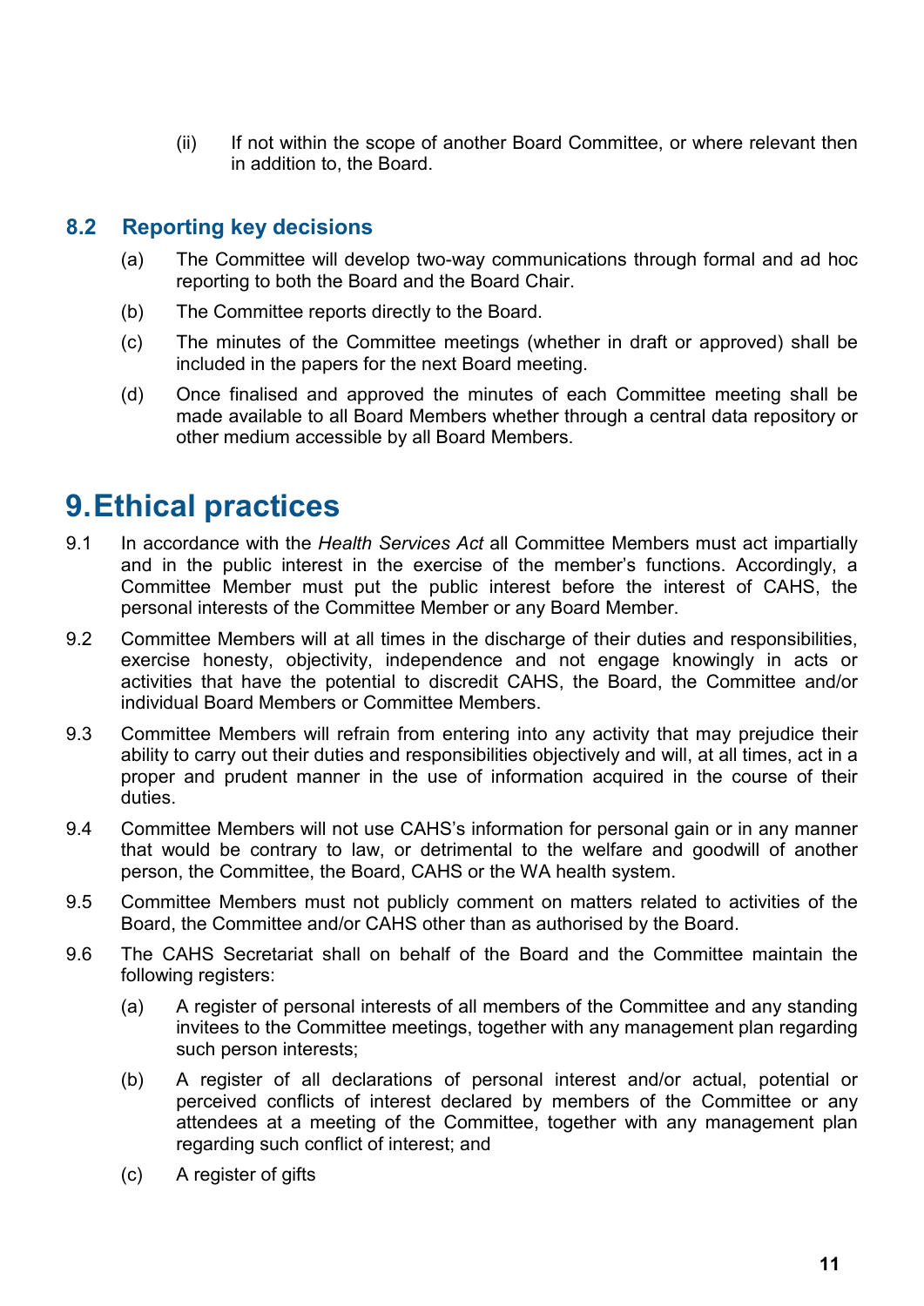(ii) If not within the scope of another Board Committee, or where relevant then in addition to, the Board.

### 8.2 Reporting key decisions

(a) The Committee will develop two-way communications through formal and ad hoc reporting to both the Board and the Board Chair.

(b) The Committee reports directly to the Board.

(c) The minutes of the Committee meetings (whether in draft or approved) shall be included in the papers for the next Board meeting.

(d) Once finalised and approved the minutes of each Committee meeting shall be made available to all Board Members whether through a central data repository or other medium accessible by all Board Members.

## 9. Ethical practices

9.1 In accordance with the *Health Services Act* all Committee Members must act impartially and in the public interest in the exercise of the member's functions. Accordingly, a Committee Member must put the public interest before the interest of CAHS, the personal interests of the Committee Member or any Board Member.

9.2 Committee Members will at all times in the discharge of their duties and responsibilities, exercise honesty, objectivity, independence and not engage knowingly in acts or activities that have the potential to discredit CAHS, the Board, the Committee and/or individual Board Members or Committee Members.

9.3 Committee Members will refrain from entering into any activity that may prejudice their ability to carry out their duties and responsibilities objectively and will, at all times, act in a proper and prudent manner in the use of information acquired in the course of their duties.

9.4 Committee Members will not use CAHS's information for personal gain or in any manner that would be contrary to law, or detrimental to the welfare and goodwill of another person, the Committee, the Board, CAHS or the WA health system.

9.5 Committee Members must not publicly comment on matters related to activities of the Board, the Committee and/or CAHS other than as authorised by the Board.

9.6 The CAHS Secretariat shall on behalf of the Board and the Committee maintain the following registers:

(a) A register of personal interests of all members of the Committee and any standing invitees to the Committee meetings, together with any management plan regarding such person interests;

(b) A register of all declarations of personal interest and/or actual, potential or perceived conflicts of interest declared by members of the Committee or any attendees at a meeting of the Committee, together with any management plan regarding such conflict of interest; and

(c) A register of gifts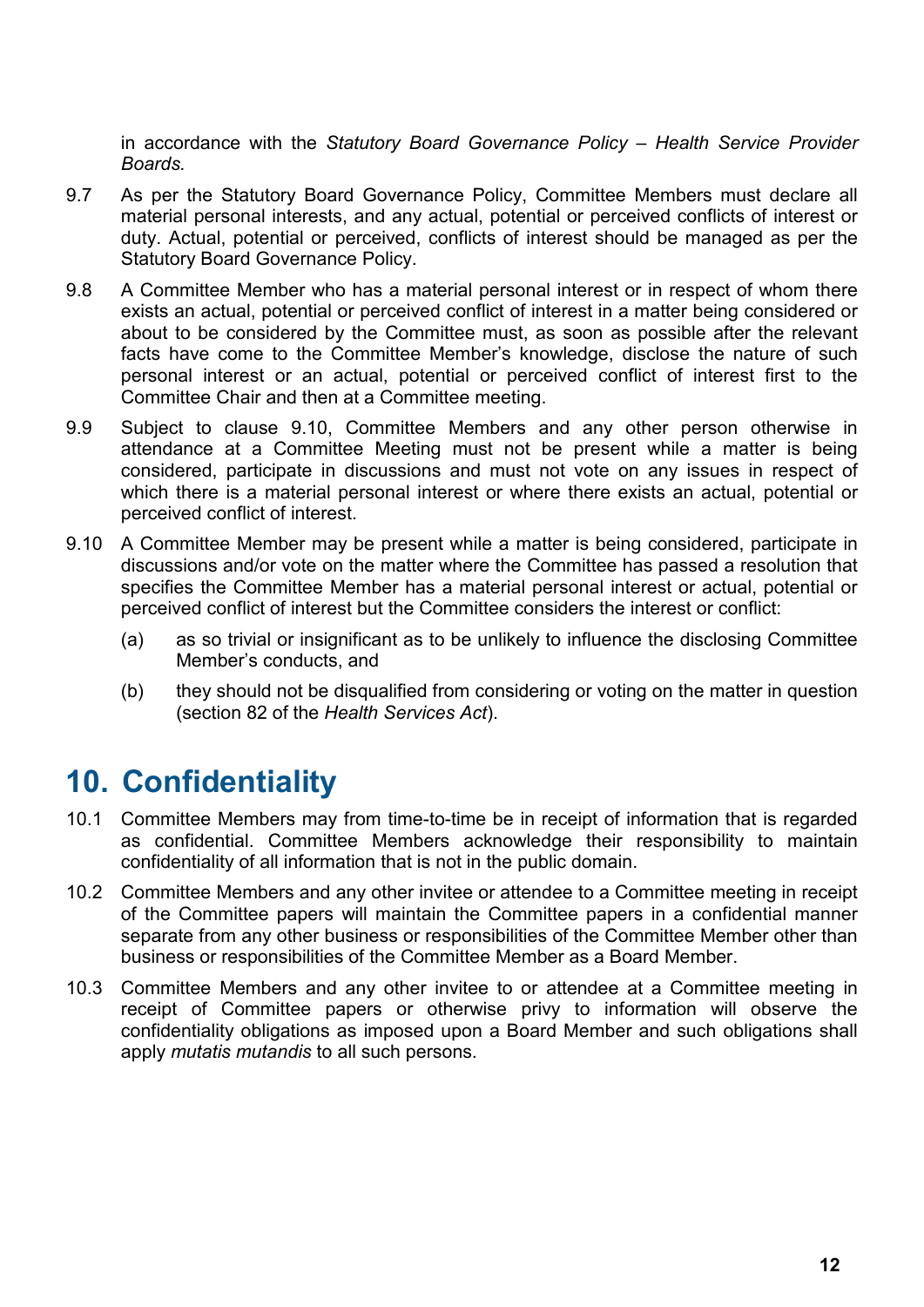in accordance with the *Statutory Board Governance Policy – Health Service Provider Boards.*

9.7 As per the Statutory Board Governance Policy, Committee Members must declare all material personal interests, and any actual, potential or perceived conflicts of interest or duty. Actual, potential or perceived, conflicts of interest should be managed as per the Statutory Board Governance Policy.

9.8 A Committee Member who has a material personal interest or in respect of whom there exists an actual, potential or perceived conflict of interest in a matter being considered or about to be considered by the Committee must, as soon as possible after the relevant facts have come to the Committee Member's knowledge, disclose the nature of such personal interest or an actual, potential or perceived conflict of interest first to the Committee Chair and then at a Committee meeting.

9.9 Subject to clause 9.10, Committee Members and any other person otherwise in attendance at a Committee Meeting must not be present while a matter is being considered, participate in discussions and must not vote on any issues in respect of which there is a material personal interest or where there exists an actual, potential or perceived conflict of interest.

9.10 A Committee Member may be present while a matter is being considered, participate in discussions and/or vote on the matter where the Committee has passed a resolution that specifies the Committee Member has a material personal interest or actual, potential or perceived conflict of interest but the Committee considers the interest or conflict:

(a) as so trivial or insignificant as to be unlikely to influence the disclosing Committee Member's conducts, and

(b) they should not be disqualified from considering or voting on the matter in question (section 82 of the *Health Services Act*).

# 10. Confidentiality

10.1 Committee Members may from time-to-time be in receipt of information that is regarded as confidential. Committee Members acknowledge their responsibility to maintain confidentiality of all information that is not in the public domain.

10.2 Committee Members and any other invitee or attendee to a Committee meeting in receipt of the Committee papers will maintain the Committee papers in a confidential manner separate from any other business or responsibilities of the Committee Member other than business or responsibilities of the Committee Member as a Board Member.

10.3 Committee Members and any other invitee to or attendee at a Committee meeting in receipt of Committee papers or otherwise privy to information will observe the confidentiality obligations as imposed upon a Board Member and such obligations shall apply *mutatis mutandis* to all such persons.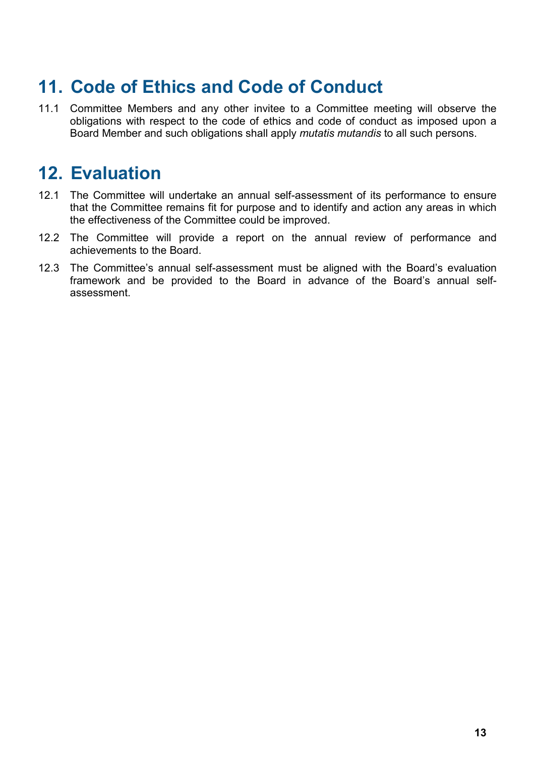## 11. Code of Ethics and Code of Conduct

11.1 Committee Members and any other invitee to a Committee meeting will observe the obligations with respect to the code of ethics and code of conduct as imposed upon a Board Member and such obligations shall apply *mutatis mutandis* to all such persons.

## 12. Evaluation

12.1 The Committee will undertake an annual self-assessment of its performance to ensure that the Committee remains fit for purpose and to identify and action any areas in which the effectiveness of the Committee could be improved.

12.2 The Committee will provide a report on the annual review of performance and achievements to the Board.

12.3 The Committee's annual self-assessment must be aligned with the Board's evaluation framework and be provided to the Board in advance of the Board's annual self-assessment.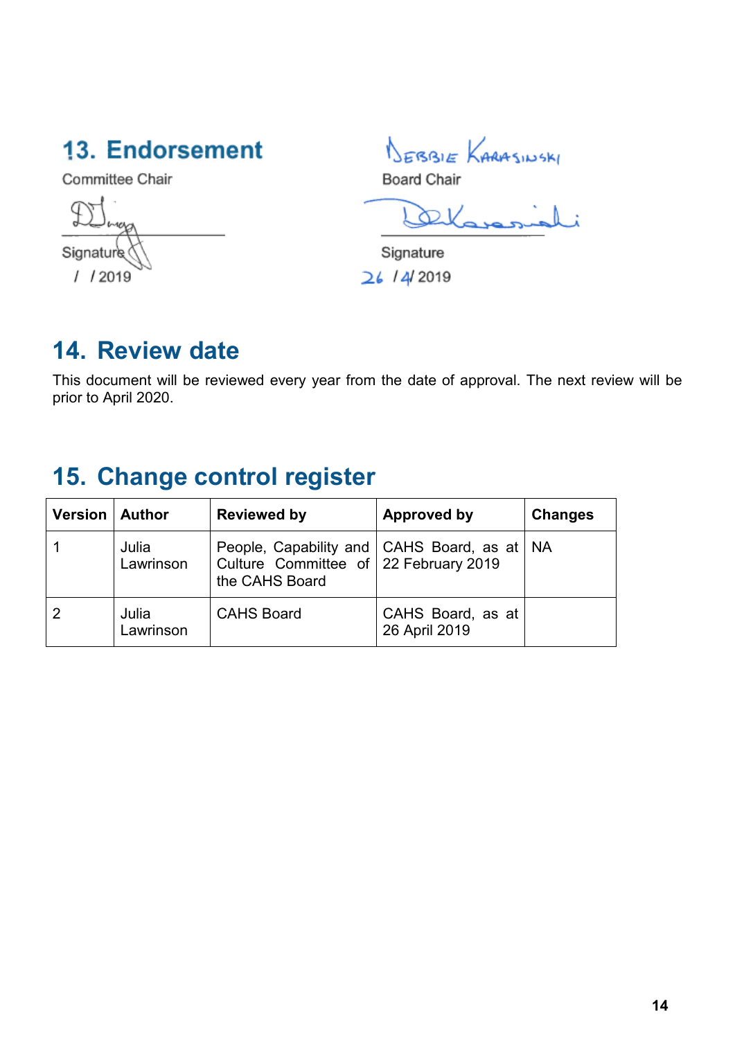## 13. Endorsement

Committee Chair

Signature

/ / 2019

DEBBIE KARASINSKI

Board Chair

Signature

26 / 4/ 2019

## 14. Review date

This document will be reviewed every year from the date of approval. The next review will be prior to April 2020.

## 15. Change control register

| Version | Author | Reviewed by | Approved by | Changes |
|---|---|---|---|---|
| 1 | Julia Lawrinson | People, Capability and Culture Committee of the CAHS Board | CAHS Board, as at 22 February 2019 | NA |
| 2 | Julia Lawrinson | CAHS Board | CAHS Board, as at 26 April 2019 | |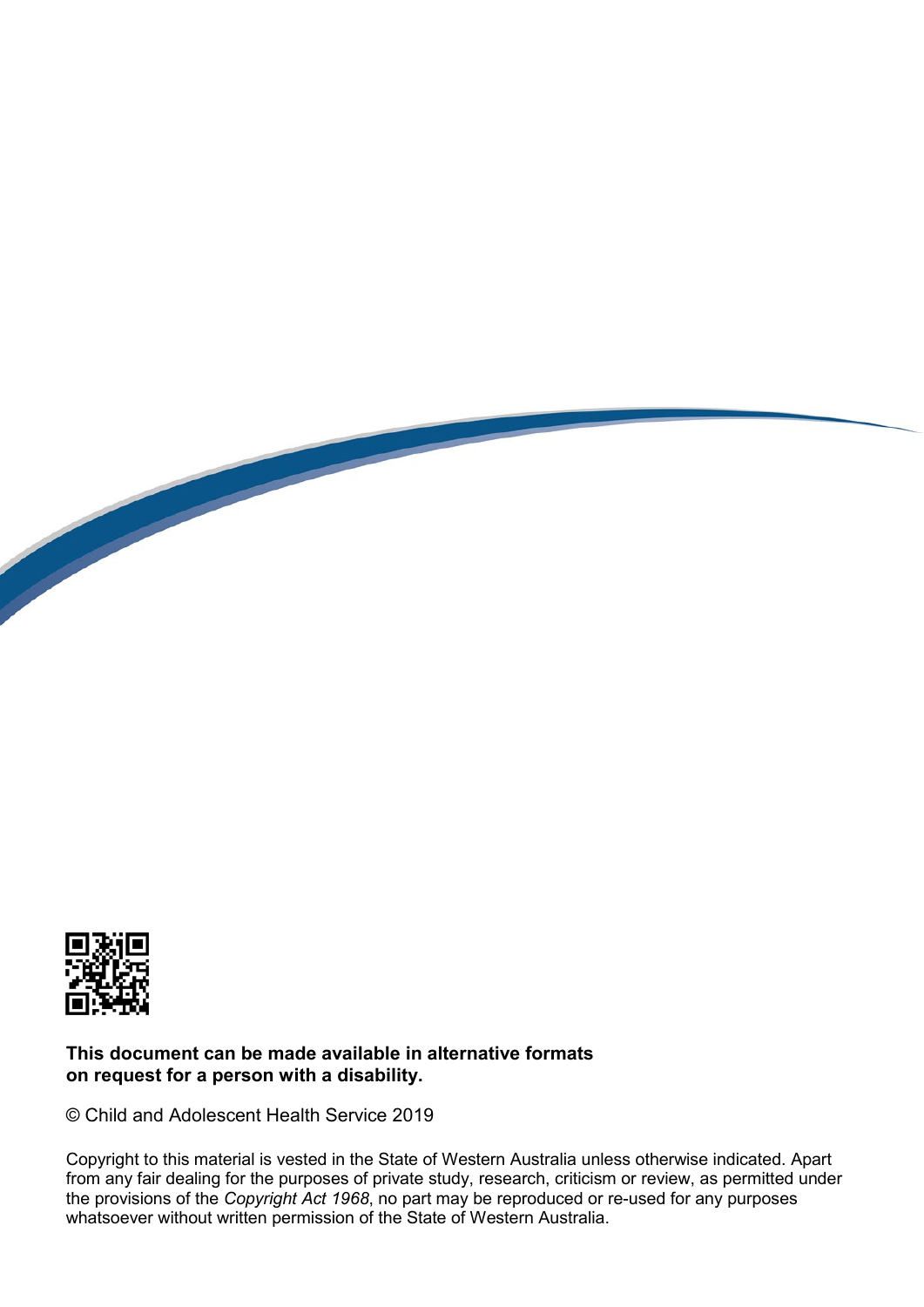**This document can be made available in alternative formats on request for a person with a disability.**

© Child and Adolescent Health Service 2019

Copyright to this material is vested in the State of Western Australia unless otherwise indicated. Apart from any fair dealing for the purposes of private study, research, criticism or review, as permitted under the provisions of the *Copyright Act 1968*, no part may be reproduced or re-used for any purposes whatsoever without written permission of the State of Western Australia.